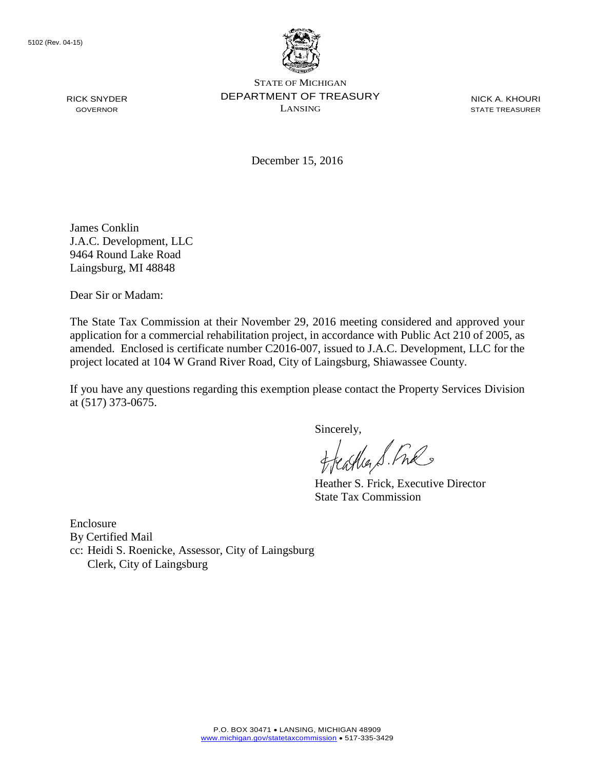5102 (Rev. 04-15)

STATE OF MICHIGAN
DEPARTMENT OF TREASURY
LANSING

RICK SNYDER
GOVERNOR

NICK A. KHOURI
STATE TREASURER

December 15, 2016

James Conklin
J.A.C. Development, LLC
9464 Round Lake Road
Laingsburg, MI 48848

Dear Sir or Madam:

The State Tax Commission at their November 29, 2016 meeting considered and approved your application for a commercial rehabilitation project, in accordance with Public Act 210 of 2005, as amended. Enclosed is certificate number C2016-007, issued to J.A.C. Development, LLC for the project located at 104 W Grand River Road, City of Laingsburg, Shiawassee County.

If you have any questions regarding this exemption please contact the Property Services Division at (517) 373-0675.

Sincerely,

Heather S. Frick, Executive Director
State Tax Commission

Enclosure
By Certified Mail
cc: Heidi S. Roenicke, Assessor, City of Laingsburg
Clerk, City of Laingsburg

P.O. BOX 30471 • LANSING, MICHIGAN 48909
www.michigan.gov/statetaxcommission • 517-335-3429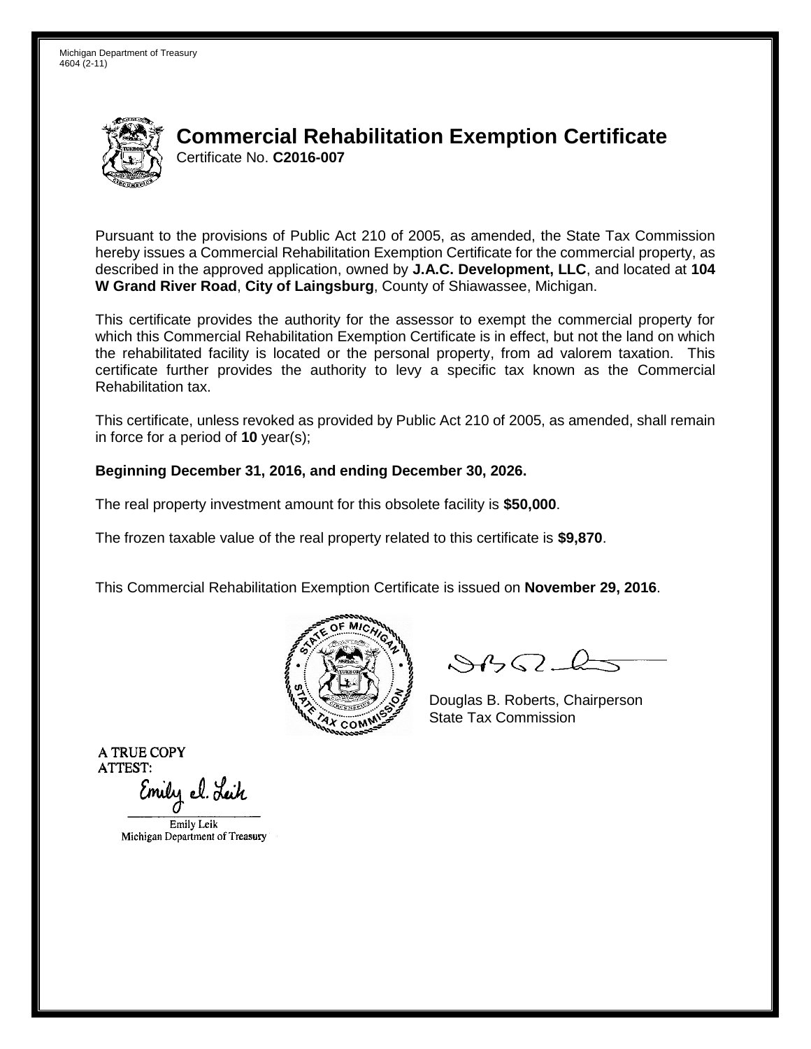Michigan Department of Treasury
4604 (2-11)

# Commercial Rehabilitation Exemption Certificate

Certificate No. **C2016-007**

Pursuant to the provisions of Public Act 210 of 2005, as amended, the State Tax Commission hereby issues a Commercial Rehabilitation Exemption Certificate for the commercial property, as described in the approved application, owned by **J.A.C. Development, LLC**, and located at **104 W Grand River Road**, **City of Laingsburg**, County of Shiawassee, Michigan.

This certificate provides the authority for the assessor to exempt the commercial property for which this Commercial Rehabilitation Exemption Certificate is in effect, but not the land on which the rehabilitated facility is located or the personal property, from ad valorem taxation. This certificate further provides the authority to levy a specific tax known as the Commercial Rehabilitation tax.

This certificate, unless revoked as provided by Public Act 210 of 2005, as amended, shall remain in force for a period of **10** year(s);

**Beginning December 31, 2016, and ending December 30, 2026.**

The real property investment amount for this obsolete facility is **$50,000**.

The frozen taxable value of the real property related to this certificate is **$9,870**.

This Commercial Rehabilitation Exemption Certificate is issued on **November 29, 2016**.

Douglas B. Roberts, Chairperson
State Tax Commission

A TRUE COPY
ATTEST:

Emily Leik
Michigan Department of Treasury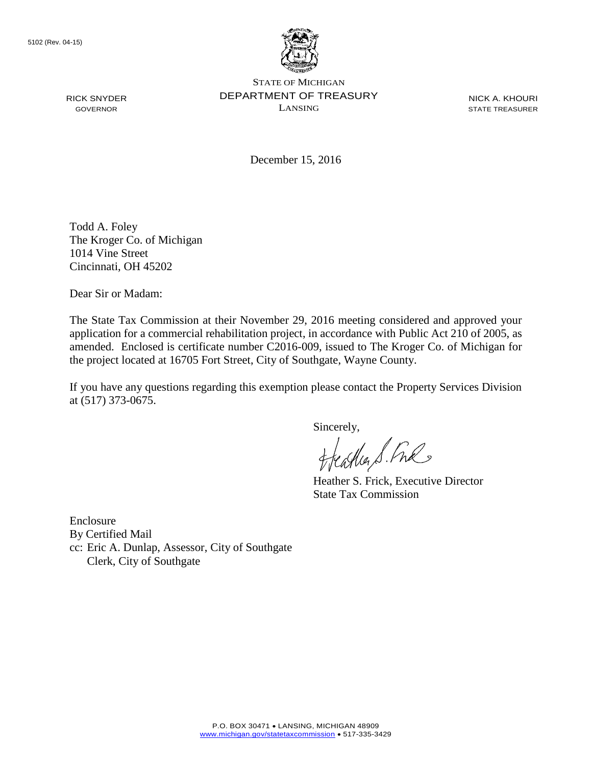5102 (Rev. 04-15)

STATE OF MICHIGAN
DEPARTMENT OF TREASURY
LANSING

RICK SNYDER
GOVERNOR

NICK A. KHOURI
STATE TREASURER

December 15, 2016

Todd A. Foley
The Kroger Co. of Michigan
1014 Vine Street
Cincinnati, OH 45202

Dear Sir or Madam:

The State Tax Commission at their November 29, 2016 meeting considered and approved your application for a commercial rehabilitation project, in accordance with Public Act 210 of 2005, as amended. Enclosed is certificate number C2016-009, issued to The Kroger Co. of Michigan for the project located at 16705 Fort Street, City of Southgate, Wayne County.

If you have any questions regarding this exemption please contact the Property Services Division at (517) 373-0675.

Sincerely,

Heather S. Frick, Executive Director
State Tax Commission

Enclosure
By Certified Mail
cc: Eric A. Dunlap, Assessor, City of Southgate
Clerk, City of Southgate

P.O. BOX 30471 • LANSING, MICHIGAN 48909
www.michigan.gov/statetaxcommission • 517-335-3429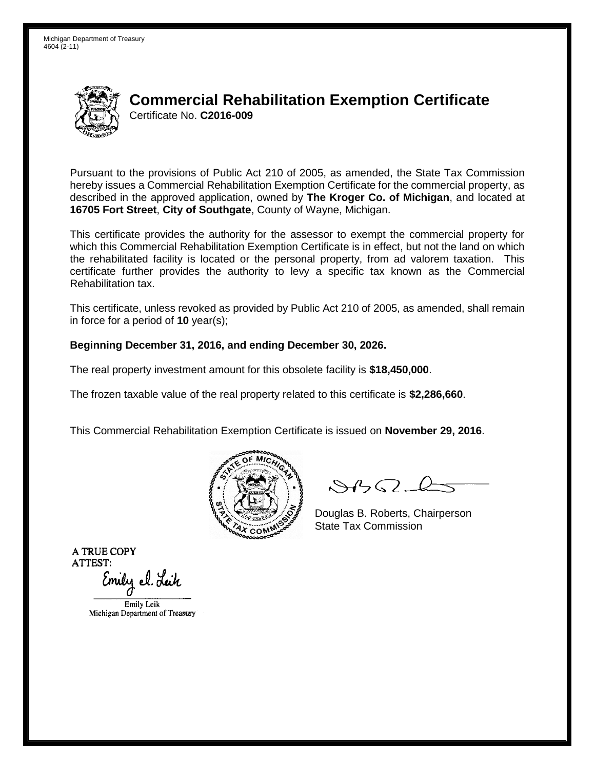Michigan Department of Treasury
4604 (2-11)

# Commercial Rehabilitation Exemption Certificate

Certificate No. **C2016-009**

Pursuant to the provisions of Public Act 210 of 2005, as amended, the State Tax Commission hereby issues a Commercial Rehabilitation Exemption Certificate for the commercial property, as described in the approved application, owned by **The Kroger Co. of Michigan**, and located at **16705 Fort Street**, **City of Southgate**, County of Wayne, Michigan.

This certificate provides the authority for the assessor to exempt the commercial property for which this Commercial Rehabilitation Exemption Certificate is in effect, but not the land on which the rehabilitated facility is located or the personal property, from ad valorem taxation. This certificate further provides the authority to levy a specific tax known as the Commercial Rehabilitation tax.

This certificate, unless revoked as provided by Public Act 210 of 2005, as amended, shall remain in force for a period of **10** year(s);

**Beginning December 31, 2016, and ending December 30, 2026.**

The real property investment amount for this obsolete facility is **$18,450,000**.

The frozen taxable value of the real property related to this certificate is **$2,286,660**.

This Commercial Rehabilitation Exemption Certificate is issued on **November 29, 2016**.

Douglas B. Roberts, Chairperson
State Tax Commission

A TRUE COPY
ATTEST:

Emily Leik
Michigan Department of Treasury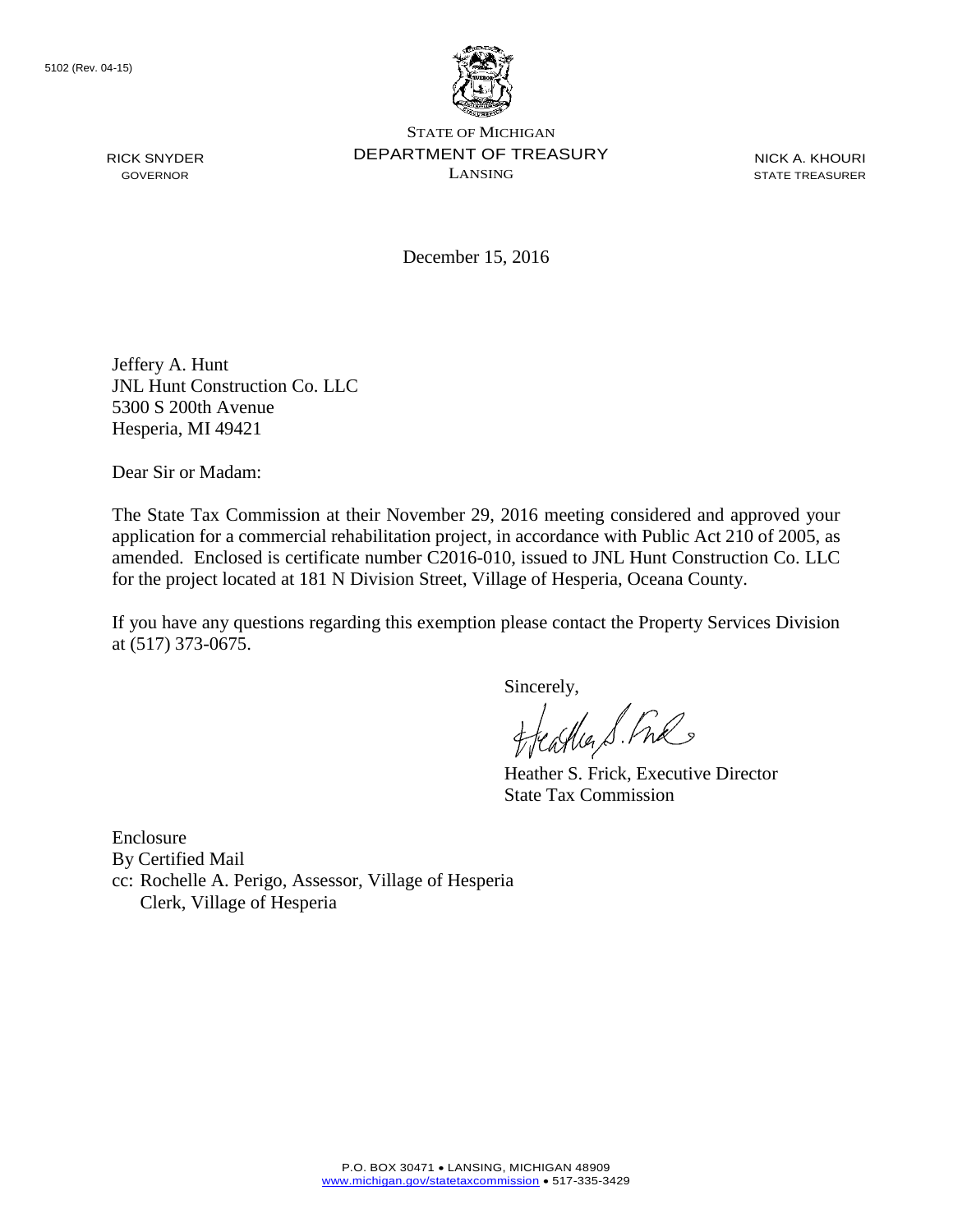5102 (Rev. 04-15)

STATE OF MICHIGAN
DEPARTMENT OF TREASURY
LANSING

RICK SNYDER
GOVERNOR

NICK A. KHOURI
STATE TREASURER

December 15, 2016

Jeffery A. Hunt
JNL Hunt Construction Co. LLC
5300 S 200th Avenue
Hesperia, MI 49421

Dear Sir or Madam:

The State Tax Commission at their November 29, 2016 meeting considered and approved your application for a commercial rehabilitation project, in accordance with Public Act 210 of 2005, as amended. Enclosed is certificate number C2016-010, issued to JNL Hunt Construction Co. LLC for the project located at 181 N Division Street, Village of Hesperia, Oceana County.

If you have any questions regarding this exemption please contact the Property Services Division at (517) 373-0675.

Sincerely,

Heather S. Frick, Executive Director
State Tax Commission

Enclosure
By Certified Mail
cc: Rochelle A. Perigo, Assessor, Village of Hesperia
Clerk, Village of Hesperia

P.O. BOX 30471 • LANSING, MICHIGAN 48909
www.michigan.gov/statetaxcommission • 517-335-3429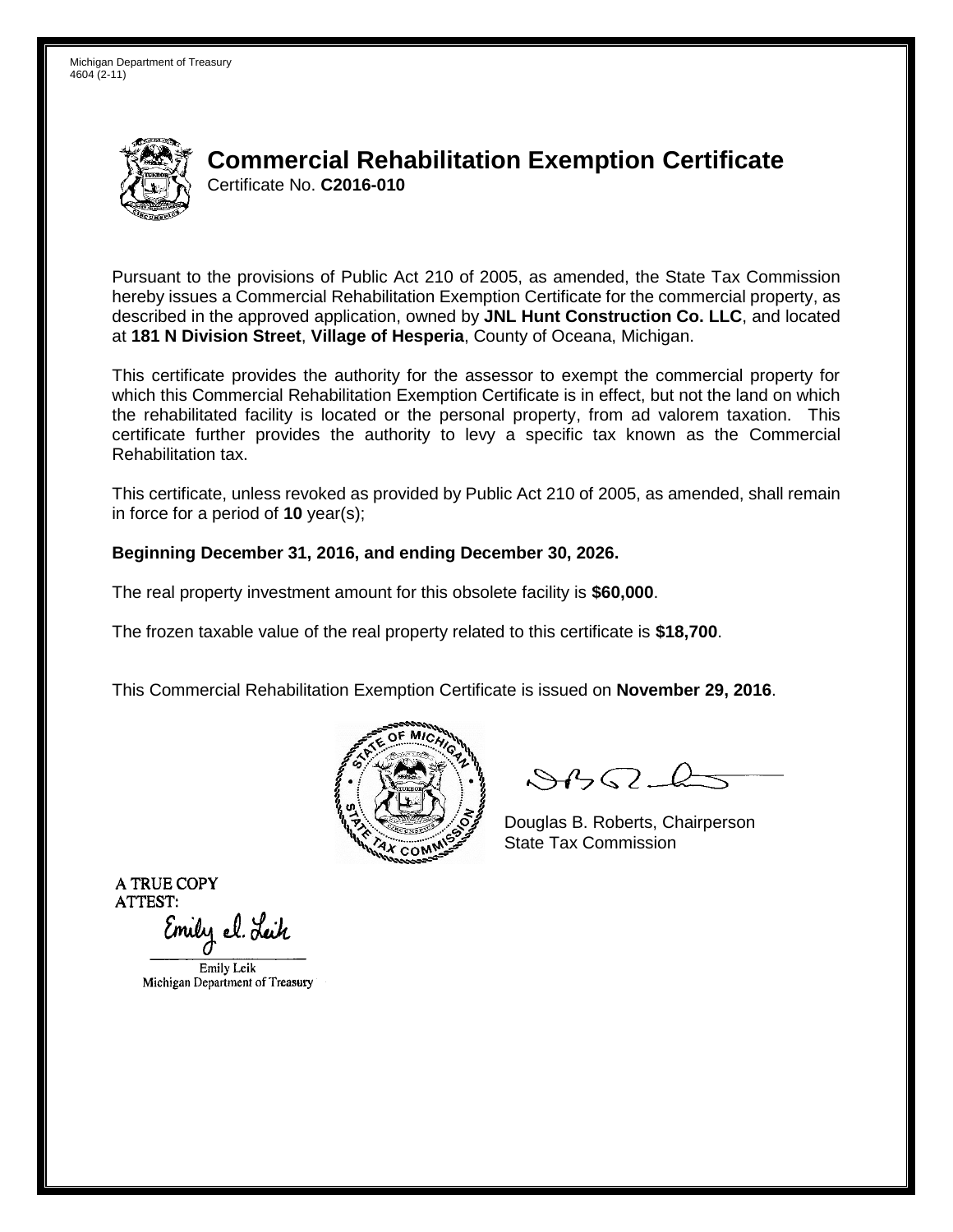Michigan Department of Treasury
4604 (2-11)

# Commercial Rehabilitation Exemption Certificate

Certificate No. **C2016-010**

Pursuant to the provisions of Public Act 210 of 2005, as amended, the State Tax Commission hereby issues a Commercial Rehabilitation Exemption Certificate for the commercial property, as described in the approved application, owned by **JNL Hunt Construction Co. LLC**, and located at **181 N Division Street**, **Village of Hesperia**, County of Oceana, Michigan.

This certificate provides the authority for the assessor to exempt the commercial property for which this Commercial Rehabilitation Exemption Certificate is in effect, but not the land on which the rehabilitated facility is located or the personal property, from ad valorem taxation. This certificate further provides the authority to levy a specific tax known as the Commercial Rehabilitation tax.

This certificate, unless revoked as provided by Public Act 210 of 2005, as amended, shall remain in force for a period of **10** year(s);

**Beginning December 31, 2016, and ending December 30, 2026.**

The real property investment amount for this obsolete facility is **$60,000**.

The frozen taxable value of the real property related to this certificate is **$18,700**.

This Commercial Rehabilitation Exemption Certificate is issued on **November 29, 2016**.

Douglas B. Roberts, Chairperson
State Tax Commission

A TRUE COPY
ATTEST:

Emily Leik
Michigan Department of Treasury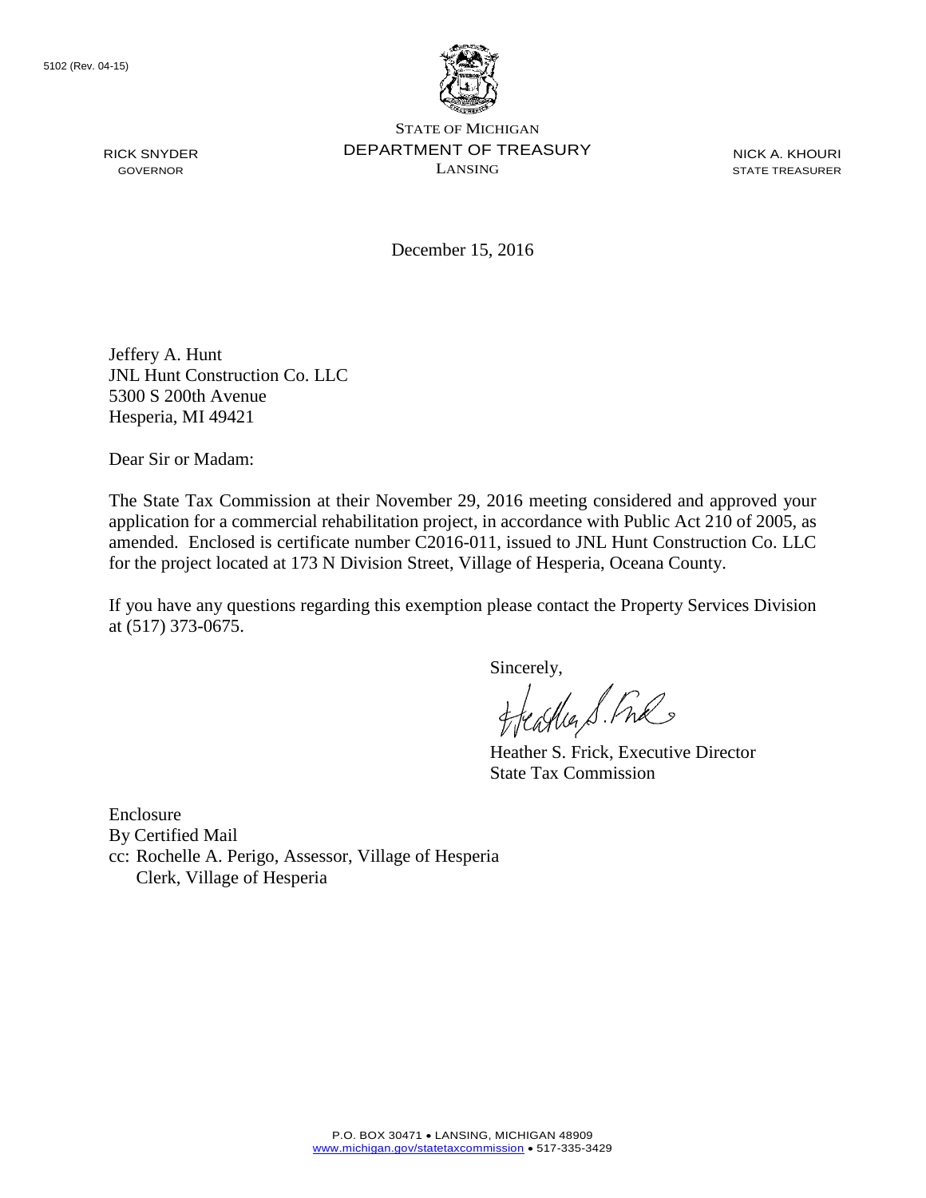5102 (Rev. 04-15)

STATE OF MICHIGAN
DEPARTMENT OF TREASURY
LANSING

RICK SNYDER
GOVERNOR

NICK A. KHOURI
STATE TREASURER

December 15, 2016

Jeffery A. Hunt
JNL Hunt Construction Co. LLC
5300 S 200th Avenue
Hesperia, MI 49421

Dear Sir or Madam:

The State Tax Commission at their November 29, 2016 meeting considered and approved your application for a commercial rehabilitation project, in accordance with Public Act 210 of 2005, as amended. Enclosed is certificate number C2016-011, issued to JNL Hunt Construction Co. LLC for the project located at 173 N Division Street, Village of Hesperia, Oceana County.

If you have any questions regarding this exemption please contact the Property Services Division at (517) 373-0675.

Sincerely,

Heather S. Frick, Executive Director
State Tax Commission

Enclosure
By Certified Mail
cc: Rochelle A. Perigo, Assessor, Village of Hesperia
Clerk, Village of Hesperia

P.O. BOX 30471 • LANSING, MICHIGAN 48909
www.michigan.gov/statetaxcommission • 517-335-3429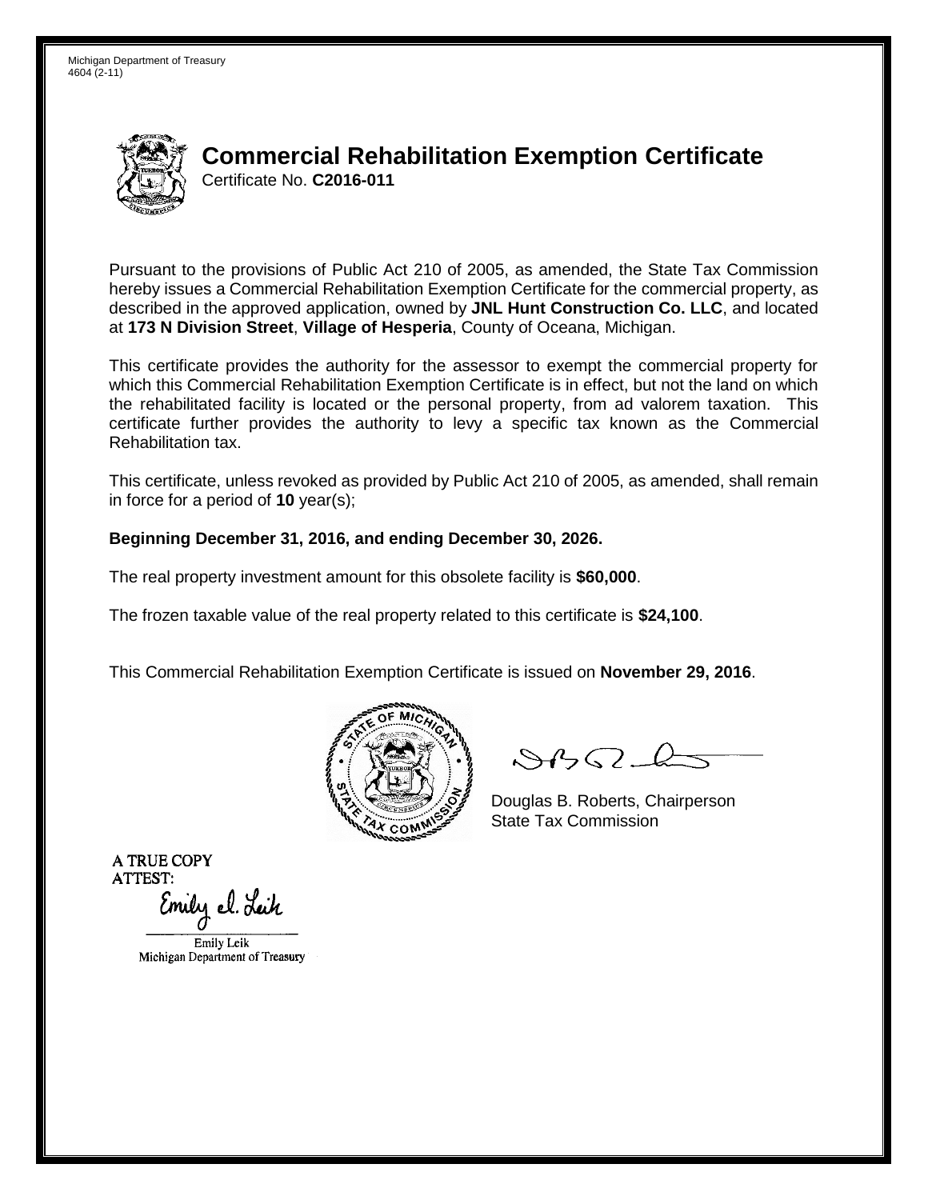Michigan Department of Treasury
4604 (2-11)

# Commercial Rehabilitation Exemption Certificate

Certificate No. **C2016-011**

Pursuant to the provisions of Public Act 210 of 2005, as amended, the State Tax Commission hereby issues a Commercial Rehabilitation Exemption Certificate for the commercial property, as described in the approved application, owned by **JNL Hunt Construction Co. LLC**, and located at **173 N Division Street**, **Village of Hesperia**, County of Oceana, Michigan.

This certificate provides the authority for the assessor to exempt the commercial property for which this Commercial Rehabilitation Exemption Certificate is in effect, but not the land on which the rehabilitated facility is located or the personal property, from ad valorem taxation. This certificate further provides the authority to levy a specific tax known as the Commercial Rehabilitation tax.

This certificate, unless revoked as provided by Public Act 210 of 2005, as amended, shall remain in force for a period of **10** year(s);

**Beginning December 31, 2016, and ending December 30, 2026.**

The real property investment amount for this obsolete facility is **$60,000**.

The frozen taxable value of the real property related to this certificate is **$24,100**.

This Commercial Rehabilitation Exemption Certificate is issued on **November 29, 2016**.

Douglas B. Roberts, Chairperson
State Tax Commission

A TRUE COPY
ATTEST:

Emily Leik
Michigan Department of Treasury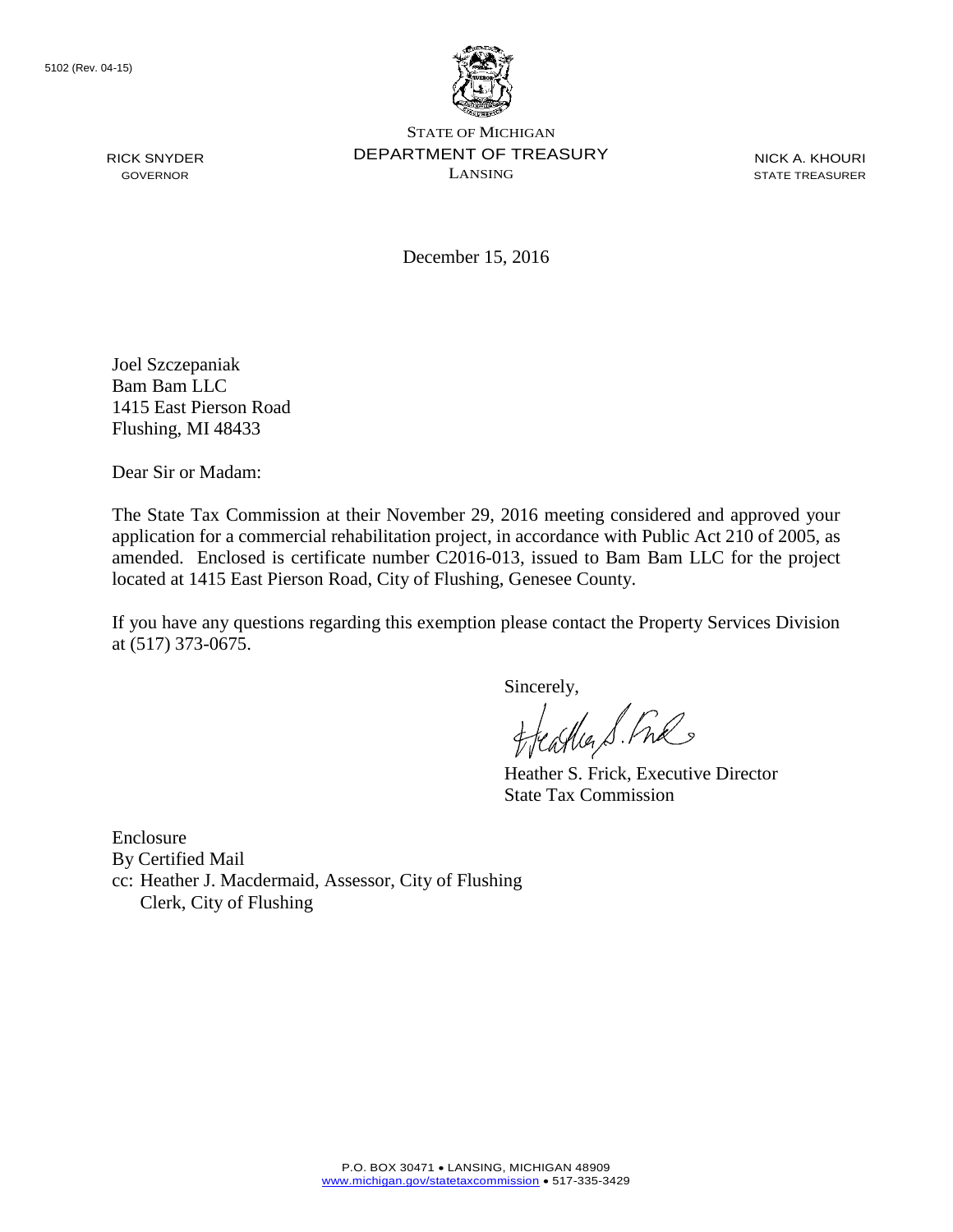5102 (Rev. 04-15)

STATE OF MICHIGAN
DEPARTMENT OF TREASURY
LANSING

RICK SNYDER
GOVERNOR

NICK A. KHOURI
STATE TREASURER

December 15, 2016

Joel Szczepaniak
Bam Bam LLC
1415 East Pierson Road
Flushing, MI 48433

Dear Sir or Madam:

The State Tax Commission at their November 29, 2016 meeting considered and approved your application for a commercial rehabilitation project, in accordance with Public Act 210 of 2005, as amended. Enclosed is certificate number C2016-013, issued to Bam Bam LLC for the project located at 1415 East Pierson Road, City of Flushing, Genesee County.

If you have any questions regarding this exemption please contact the Property Services Division at (517) 373-0675.

Sincerely,

Heather S. Frick, Executive Director
State Tax Commission

Enclosure
By Certified Mail
cc: Heather J. Macdermaid, Assessor, City of Flushing
Clerk, City of Flushing

P.O. BOX 30471 • LANSING, MICHIGAN 48909
www.michigan.gov/statetaxcommission • 517-335-3429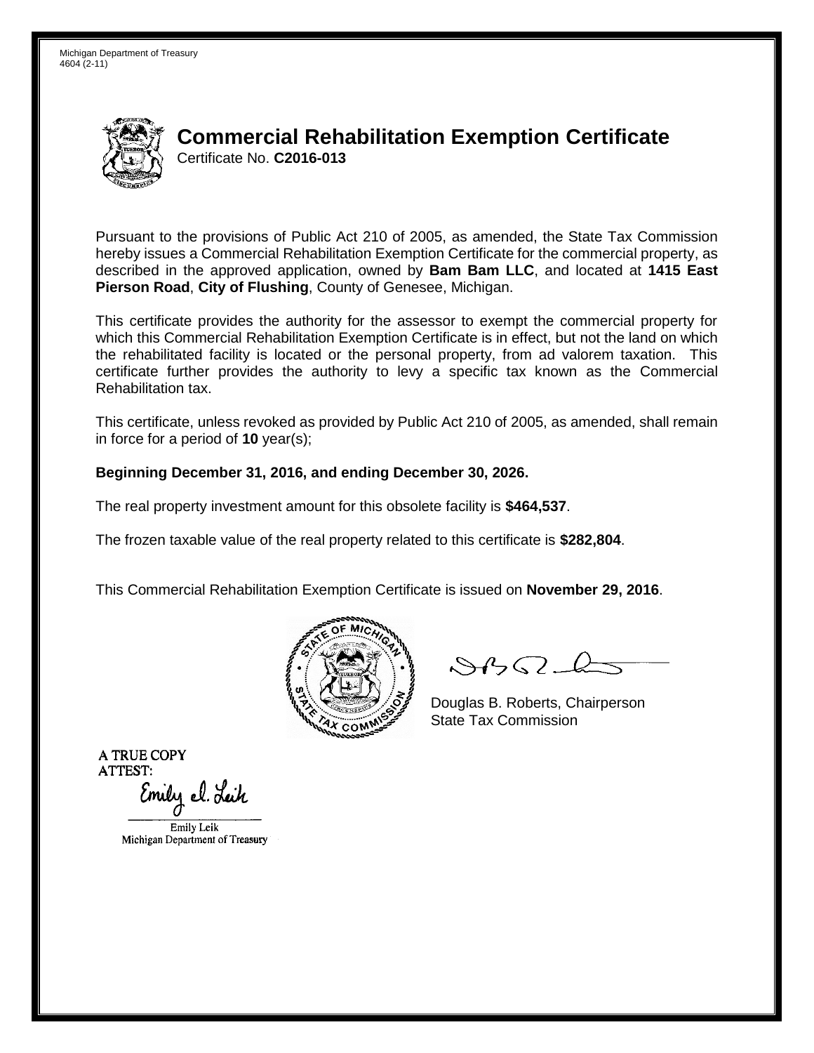Michigan Department of Treasury
4604 (2-11)

# Commercial Rehabilitation Exemption Certificate

Certificate No. **C2016-013**

Pursuant to the provisions of Public Act 210 of 2005, as amended, the State Tax Commission hereby issues a Commercial Rehabilitation Exemption Certificate for the commercial property, as described in the approved application, owned by **Bam Bam LLC**, and located at **1415 East Pierson Road**, **City of Flushing**, County of Genesee, Michigan.

This certificate provides the authority for the assessor to exempt the commercial property for which this Commercial Rehabilitation Exemption Certificate is in effect, but not the land on which the rehabilitated facility is located or the personal property, from ad valorem taxation. This certificate further provides the authority to levy a specific tax known as the Commercial Rehabilitation tax.

This certificate, unless revoked as provided by Public Act 210 of 2005, as amended, shall remain in force for a period of **10** year(s);

**Beginning December 31, 2016, and ending December 30, 2026.**

The real property investment amount for this obsolete facility is **$464,537**.

The frozen taxable value of the real property related to this certificate is **$282,804**.

This Commercial Rehabilitation Exemption Certificate is issued on **November 29, 2016**.

Douglas B. Roberts, Chairperson
State Tax Commission

A TRUE COPY
ATTEST:

Emily Leik
Michigan Department of Treasury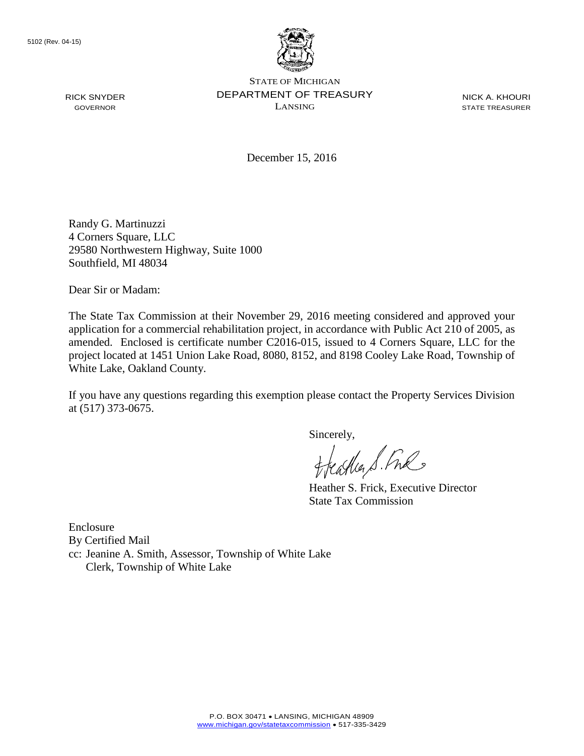5102 (Rev. 04-15)

RICK SNYDER
GOVERNOR

STATE OF MICHIGAN
DEPARTMENT OF TREASURY
LANSING

NICK A. KHOURI
STATE TREASURER

December 15, 2016

Randy G. Martinuzzi
4 Corners Square, LLC
29580 Northwestern Highway, Suite 1000
Southfield, MI 48034

Dear Sir or Madam:

The State Tax Commission at their November 29, 2016 meeting considered and approved your application for a commercial rehabilitation project, in accordance with Public Act 210 of 2005, as amended. Enclosed is certificate number C2016-015, issued to 4 Corners Square, LLC for the project located at 1451 Union Lake Road, 8080, 8152, and 8198 Cooley Lake Road, Township of White Lake, Oakland County.

If you have any questions regarding this exemption please contact the Property Services Division at (517) 373-0675.

Sincerely,

Heather S. Frick, Executive Director
State Tax Commission

Enclosure
By Certified Mail
cc: Jeanine A. Smith, Assessor, Township of White Lake
Clerk, Township of White Lake

P.O. BOX 30471 • LANSING, MICHIGAN 48909
www.michigan.gov/statetaxcommission • 517-335-3429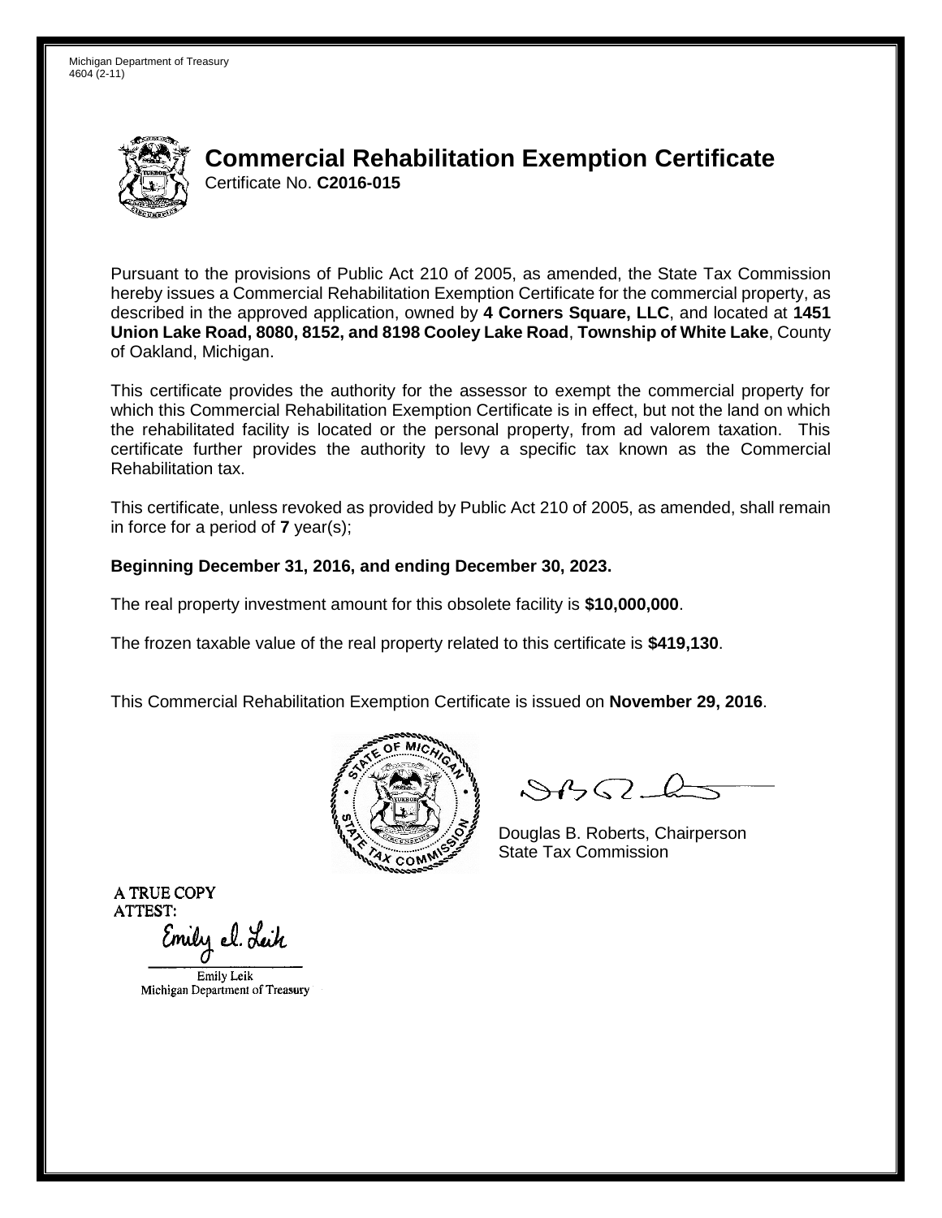Michigan Department of Treasury
4604 (2-11)

# Commercial Rehabilitation Exemption Certificate

Certificate No. **C2016-015**

Pursuant to the provisions of Public Act 210 of 2005, as amended, the State Tax Commission hereby issues a Commercial Rehabilitation Exemption Certificate for the commercial property, as described in the approved application, owned by **4 Corners Square, LLC**, and located at **1451 Union Lake Road, 8080, 8152, and 8198 Cooley Lake Road**, **Township of White Lake**, County of Oakland, Michigan.

This certificate provides the authority for the assessor to exempt the commercial property for which this Commercial Rehabilitation Exemption Certificate is in effect, but not the land on which the rehabilitated facility is located or the personal property, from ad valorem taxation. This certificate further provides the authority to levy a specific tax known as the Commercial Rehabilitation tax.

This certificate, unless revoked as provided by Public Act 210 of 2005, as amended, shall remain in force for a period of **7** year(s);

**Beginning December 31, 2016, and ending December 30, 2023.**

The real property investment amount for this obsolete facility is **$10,000,000**.

The frozen taxable value of the real property related to this certificate is **$419,130**.

This Commercial Rehabilitation Exemption Certificate is issued on **November 29, 2016**.

Douglas B. Roberts, Chairperson
State Tax Commission

A TRUE COPY
ATTEST:

Emily Leik
Michigan Department of Treasury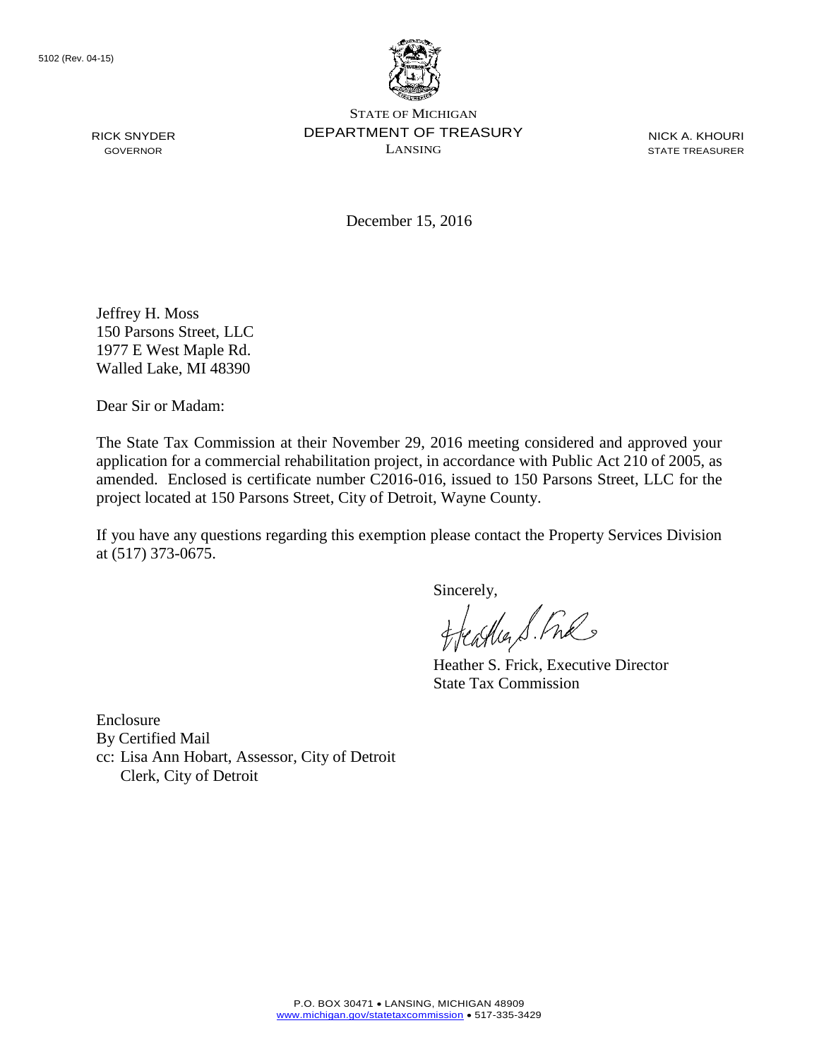5102 (Rev. 04-15)

RICK SNYDER
GOVERNOR

STATE OF MICHIGAN
DEPARTMENT OF TREASURY
LANSING

NICK A. KHOURI
STATE TREASURER

December 15, 2016

Jeffrey H. Moss
150 Parsons Street, LLC
1977 E West Maple Rd.
Walled Lake, MI 48390

Dear Sir or Madam:

The State Tax Commission at their November 29, 2016 meeting considered and approved your application for a commercial rehabilitation project, in accordance with Public Act 210 of 2005, as amended. Enclosed is certificate number C2016-016, issued to 150 Parsons Street, LLC for the project located at 150 Parsons Street, City of Detroit, Wayne County.

If you have any questions regarding this exemption please contact the Property Services Division at (517) 373-0675.

Sincerely,

Heather S. Frick, Executive Director
State Tax Commission

Enclosure
By Certified Mail
cc: Lisa Ann Hobart, Assessor, City of Detroit
Clerk, City of Detroit

P.O. BOX 30471 • LANSING, MICHIGAN 48909
www.michigan.gov/statetaxcommission • 517-335-3429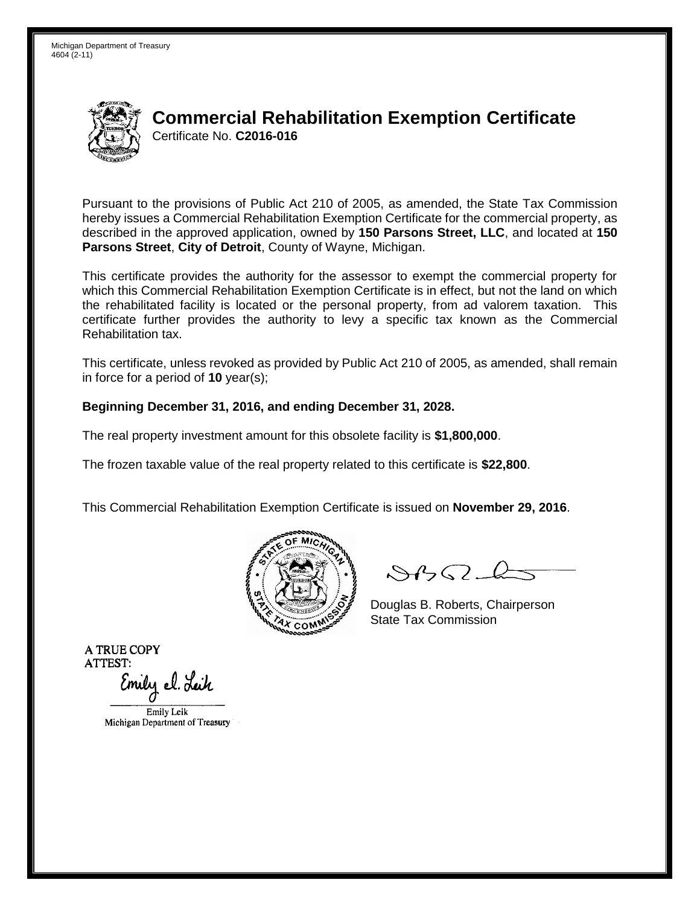Michigan Department of Treasury
4604 (2-11)

# Commercial Rehabilitation Exemption Certificate

Certificate No. **C2016-016**

Pursuant to the provisions of Public Act 210 of 2005, as amended, the State Tax Commission hereby issues a Commercial Rehabilitation Exemption Certificate for the commercial property, as described in the approved application, owned by **150 Parsons Street, LLC**, and located at **150 Parsons Street**, **City of Detroit**, County of Wayne, Michigan.

This certificate provides the authority for the assessor to exempt the commercial property for which this Commercial Rehabilitation Exemption Certificate is in effect, but not the land on which the rehabilitated facility is located or the personal property, from ad valorem taxation. This certificate further provides the authority to levy a specific tax known as the Commercial Rehabilitation tax.

This certificate, unless revoked as provided by Public Act 210 of 2005, as amended, shall remain in force for a period of **10** year(s);

**Beginning December 31, 2016, and ending December 31, 2028.**

The real property investment amount for this obsolete facility is **$1,800,000**.

The frozen taxable value of the real property related to this certificate is **$22,800**.

This Commercial Rehabilitation Exemption Certificate is issued on **November 29, 2016**.

Douglas B. Roberts, Chairperson
State Tax Commission

A TRUE COPY
ATTEST:

Emily Leik
Michigan Department of Treasury